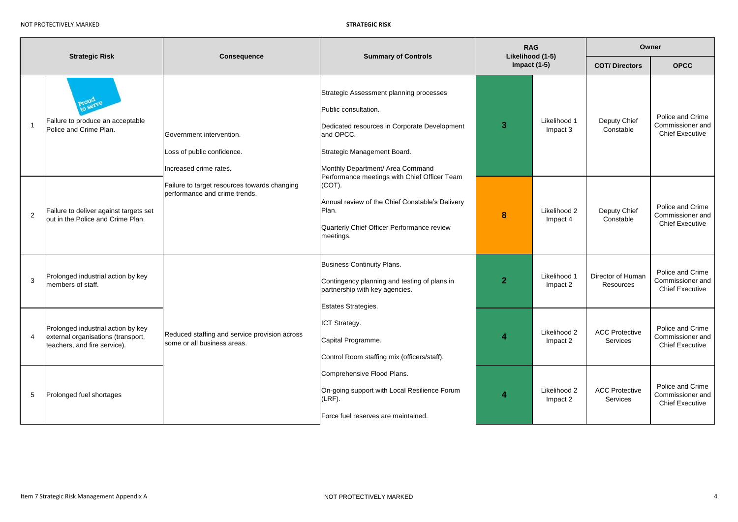**STRATEGIC RISK**

| | Strategic Risk | Consequence | Summary of Controls | RAG Likelihood (1-5) Impact (1-5) | | Owner | |
|---|---|---|---|---|---|---|---|
| | | | | | | COT/ Directors | OPCC |
| 1 | Failure to produce an acceptable Police and Crime Plan. | Government intervention.<br><br>Loss of public confidence.<br><br>Increased crime rates.<br><br>Failure to target resources towards changing performance and crime trends. | Strategic Assessment planning processes<br><br>Public consultation.<br><br>Dedicated resources in Corporate Development and OPCC.<br><br>Strategic Management Board.<br><br>Monthly Department/ Area Command Performance meetings with Chief Officer Team (COT).<br><br>Annual review of the Chief Constable's Delivery Plan.<br><br>Quarterly Chief Officer Performance review meetings. | 3 | Likelihood 1 Impact 3 | Deputy Chief Constable | Police and Crime Commissioner and Chief Executive |
| 2 | Failure to deliver against targets set out in the Police and Crime Plan. | | | 8 | Likelihood 2 Impact 4 | Deputy Chief Constable | Police and Crime Commissioner and Chief Executive |
| 3 | Prolonged industrial action by key members of staff. | Reduced staffing and service provision across some or all business areas. | Business Continuity Plans.<br><br>Contingency planning and testing of plans in partnership with key agencies.<br><br>Estates Strategies.<br><br>ICT Strategy.<br><br>Capital Programme.<br><br>Control Room staffing mix (officers/staff).<br><br>Comprehensive Flood Plans.<br><br>On-going support with Local Resilience Forum (LRF).<br><br>Force fuel reserves are maintained. | 2 | Likelihood 1 Impact 2 | Director of Human Resources | Police and Crime Commissioner and Chief Executive |
| 4 | Prolonged industrial action by key external organisations (transport, teachers, and fire service). | | | 4 | Likelihood 2 Impact 2 | ACC Protective Services | Police and Crime Commissioner and Chief Executive |
| 5 | Prolonged fuel shortages | | | 4 | Likelihood 2 Impact 2 | ACC Protective Services | Police and Crime Commissioner and Chief Executive |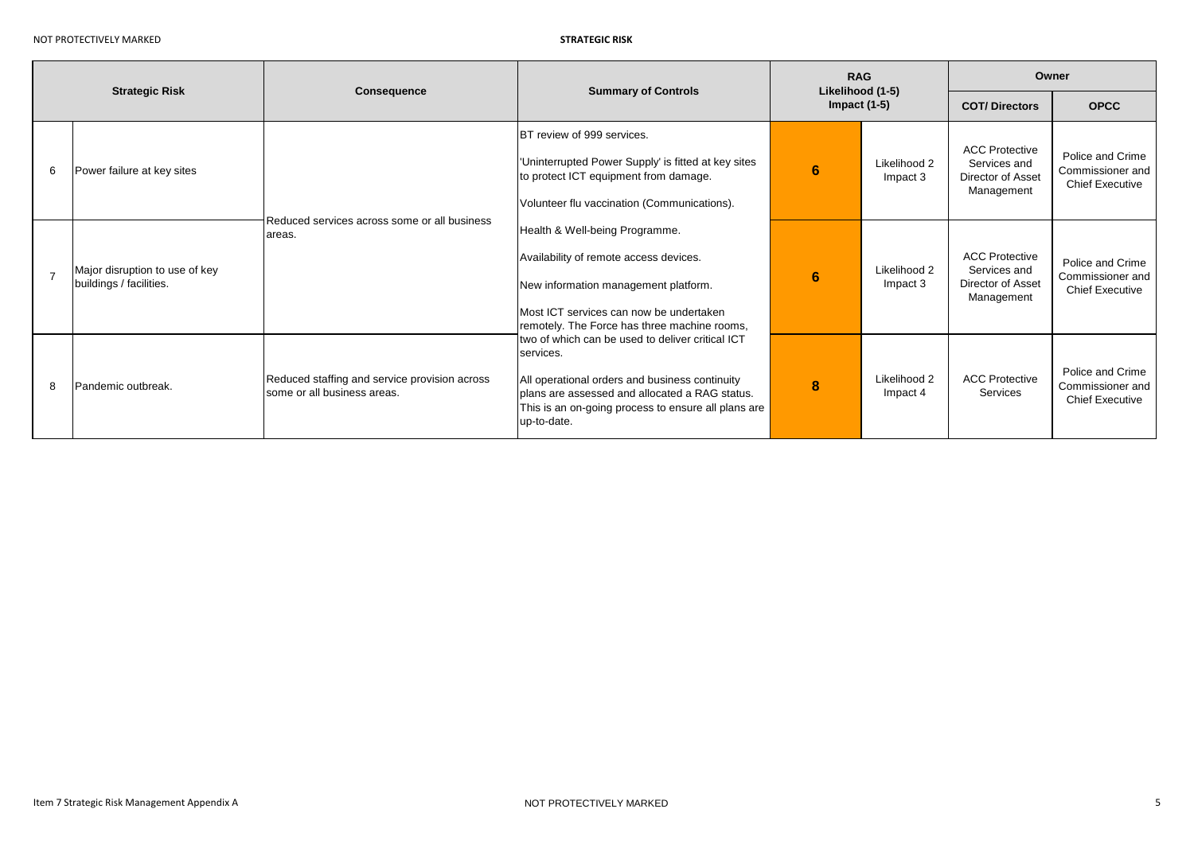| | Strategic Risk | Consequence | Summary of Controls | RAG Likelihood (1-5) Impact (1-5) | | Owner | |
|---|---|---|---|---|---|---|---|
| | | | | | | COT/ Directors | OPCC |
| 6 | Power failure at key sites | Reduced services across some or all business areas. | BT review of 999 services.<br><br>'Uninterrupted Power Supply' is fitted at key sites to protect ICT equipment from damage.<br><br>Volunteer flu vaccination (Communications).<br><br>Health & Well-being Programme.<br><br>Availability of remote access devices.<br><br>New information management platform.<br><br>Most ICT services can now be undertaken remotely. The Force has three machine rooms, two of which can be used to deliver critical ICT services.<br><br>All operational orders and business continuity plans are assessed and allocated a RAG status. This is an on-going process to ensure all plans are up-to-date. | 6 | Likelihood 2 Impact 3 | ACC Protective Services and Director of Asset Management | Police and Crime Commissioner and Chief Executive |
| 7 | Major disruption to use of key buildings / facilities. | | | 6 | Likelihood 2 Impact 3 | ACC Protective Services and Director of Asset Management | Police and Crime Commissioner and Chief Executive |
| 8 | Pandemic outbreak. | Reduced staffing and service provision across some or all business areas. | | 8 | Likelihood 2 Impact 4 | ACC Protective Services | Police and Crime Commissioner and Chief Executive |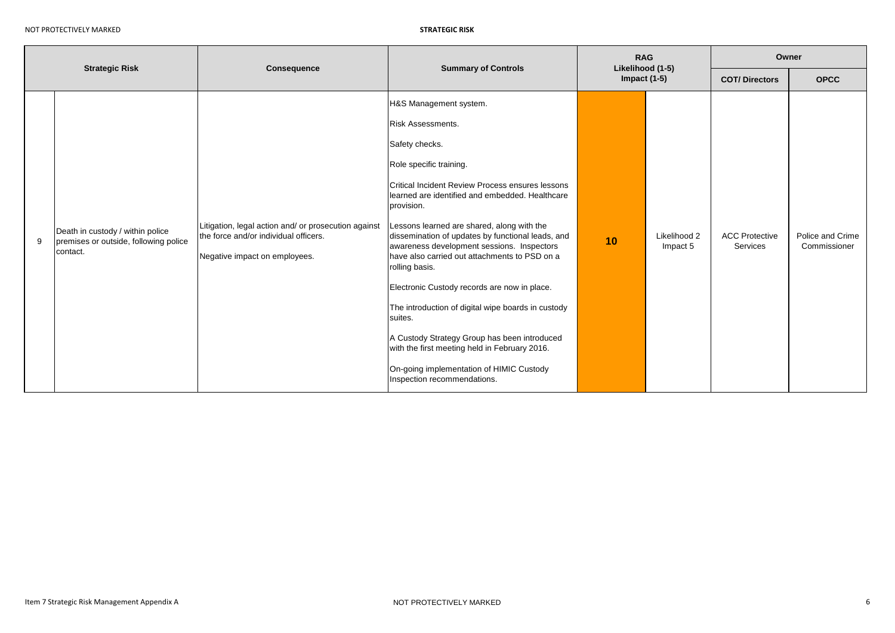| | Strategic Risk | Consequence | Summary of Controls | RAG Likelihood (1-5) Impact (1-5) | | Owner | |
|---|---|---|---|---|---|---|---|
| | | | | | | COT/ Directors | OPCC |
| 9 | Death in custody / within police premises or outside, following police contact. | Litigation, legal action and/ or prosecution against the force and/or individual officers.<br><br>Negative impact on employees. | H&S Management system.<br><br>Risk Assessments.<br><br>Safety checks.<br><br>Role specific training.<br><br>Critical Incident Review Process ensures lessons learned are identified and embedded. Healthcare provision.<br><br>Lessons learned are shared, along with the dissemination of updates by functional leads, and awareness development sessions. Inspectors have also carried out attachments to PSD on a rolling basis.<br><br>Electronic Custody records are now in place.<br><br>The introduction of digital wipe boards in custody suites.<br><br>A Custody Strategy Group has been introduced with the first meeting held in February 2016.<br><br>On-going implementation of HIMIC Custody Inspection recommendations. | **10** | Likelihood 2 Impact 5 | ACC Protective Services | Police and Crime Commissioner |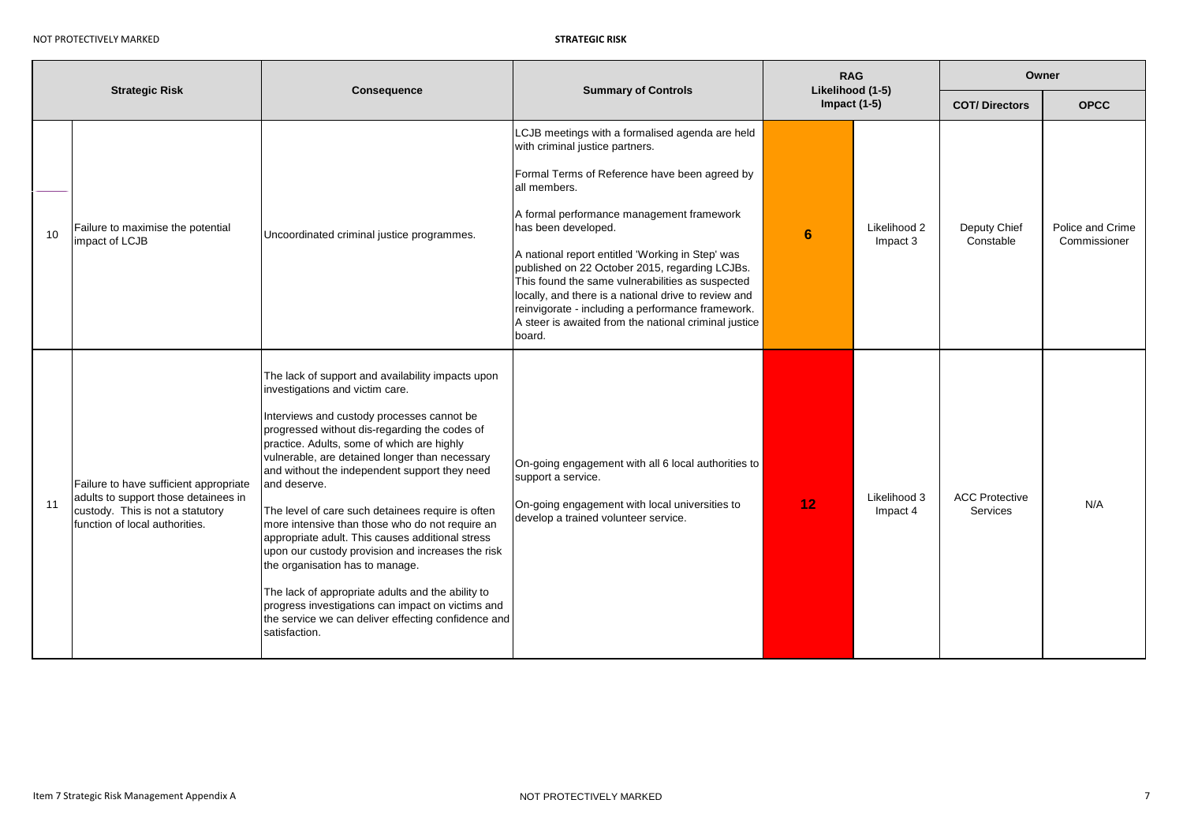| | Strategic Risk | Consequence | Summary of Controls | RAG Likelihood (1-5) Impact (1-5) | | Owner | |
|---|---|---|---|---|---|---|---|
| | | | | | | COT/ Directors | OPCC |
| 10 | Failure to maximise the potential impact of LCJB | Uncoordinated criminal justice programmes. | LCJB meetings with a formalised agenda are held with criminal justice partners.<br><br>Formal Terms of Reference have been agreed by all members.<br><br>A formal performance management framework has been developed.<br><br>A national report entitled 'Working in Step' was published on 22 October 2015, regarding LCJBs. This found the same vulnerabilities as suspected locally, and there is a national drive to review and reinvigorate - including a performance framework. A steer is awaited from the national criminal justice board. | 6 | Likelihood 2 Impact 3 | Deputy Chief Constable | Police and Crime Commissioner |
| 11 | Failure to have sufficient appropriate adults to support those detainees in custody. This is not a statutory function of local authorities. | The lack of support and availability impacts upon investigations and victim care.<br><br>Interviews and custody processes cannot be progressed without dis-regarding the codes of practice. Adults, some of which are highly vulnerable, are detained longer than necessary and without the independent support they need and deserve.<br><br>The level of care such detainees require is often more intensive than those who do not require an appropriate adult. This causes additional stress upon our custody provision and increases the risk the organisation has to manage.<br><br>The lack of appropriate adults and the ability to progress investigations can impact on victims and the service we can deliver effecting confidence and satisfaction. | On-going engagement with all 6 local authorities to support a service.<br><br>On-going engagement with local universities to develop a trained volunteer service. | 12 | Likelihood 3 Impact 4 | ACC Protective Services | N/A |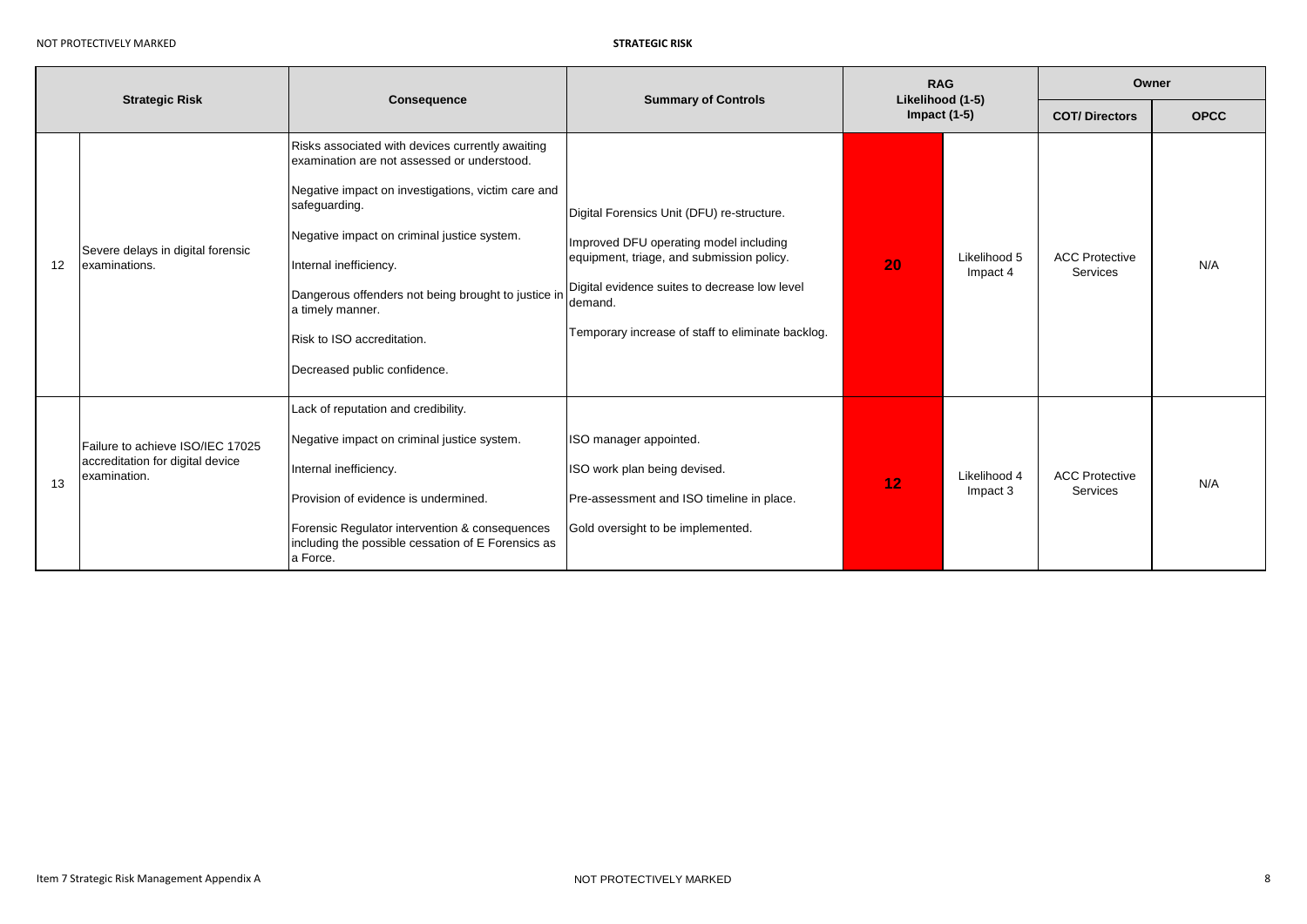| | Strategic Risk | Consequence | Summary of Controls | RAG Likelihood (1-5) Impact (1-5) | | Owner | |
|---|---|---|---|---|---|---|---|
| | | | | | | COT/ Directors | OPCC |
| 12 | Severe delays in digital forensic examinations. | Risks associated with devices currently awaiting examination are not assessed or understood.<br><br>Negative impact on investigations, victim care and safeguarding.<br><br>Negative impact on criminal justice system.<br><br>Internal inefficiency.<br><br>Dangerous offenders not being brought to justice in a timely manner.<br><br>Risk to ISO accreditation.<br><br>Decreased public confidence. | Digital Forensics Unit (DFU) re-structure.<br><br>Improved DFU operating model including equipment, triage, and submission policy.<br><br>Digital evidence suites to decrease low level demand.<br><br>Temporary increase of staff to eliminate backlog. | **20** | Likelihood 5 Impact 4 | ACC Protective Services | N/A |
| 13 | Failure to achieve ISO/IEC 17025 accreditation for digital device examination. | Lack of reputation and credibility.<br><br>Negative impact on criminal justice system.<br><br>Internal inefficiency.<br><br>Provision of evidence is undermined.<br><br>Forensic Regulator intervention & consequences including the possible cessation of E Forensics as a Force. | ISO manager appointed.<br><br>ISO work plan being devised.<br><br>Pre-assessment and ISO timeline in place.<br><br>Gold oversight to be implemented. | **12** | Likelihood 4 Impact 3 | ACC Protective Services | N/A |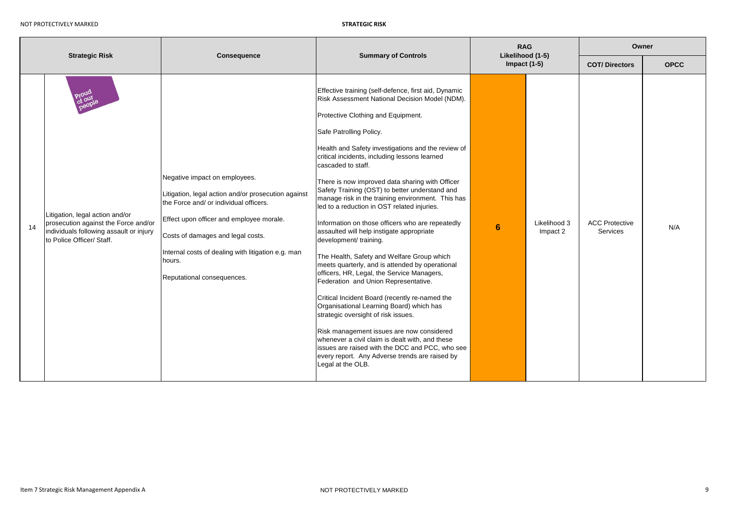| | Strategic Risk | Consequence | Summary of Controls | RAG Likelihood (1-5) Impact (1-5) | | Owner | |
|---|---|---|---|---|---|---|---|
| | | | | | | COT/ Directors | OPCC |
| 14 | Proud of our people<br><br>Litigation, legal action and/or prosecution against the Force and/or individuals following assault or injury to Police Officer/ Staff. | Negative impact on employees.<br><br>Litigation, legal action and/or prosecution against the Force and/ or individual officers.<br><br>Effect upon officer and employee morale.<br><br>Costs of damages and legal costs.<br><br>Internal costs of dealing with litigation e.g. man hours.<br><br>Reputational consequences. | Effective training (self-defence, first aid, Dynamic Risk Assessment National Decision Model (NDM).<br><br>Protective Clothing and Equipment.<br><br>Safe Patrolling Policy.<br><br>Health and Safety investigations and the review of critical incidents, including lessons learned cascaded to staff.<br><br>There is now improved data sharing with Officer Safety Training (OST) to better understand and manage risk in the training environment. This has led to a reduction in OST related injuries.<br><br>Information on those officers who are repeatedly assaulted will help instigate appropriate development/ training.<br><br>The Health, Safety and Welfare Group which meets quarterly, and is attended by operational officers, HR, Legal, the Service Managers, Federation and Union Representative.<br><br>Critical Incident Board (recently re-named the Organisational Learning Board) which has strategic oversight of risk issues.<br><br>Risk management issues are now considered whenever a civil claim is dealt with, and these issues are raised with the DCC and PCC, who see every report. Any Adverse trends are raised by Legal at the OLB. | 6 | Likelihood 3 Impact 2 | ACC Protective Services | N/A |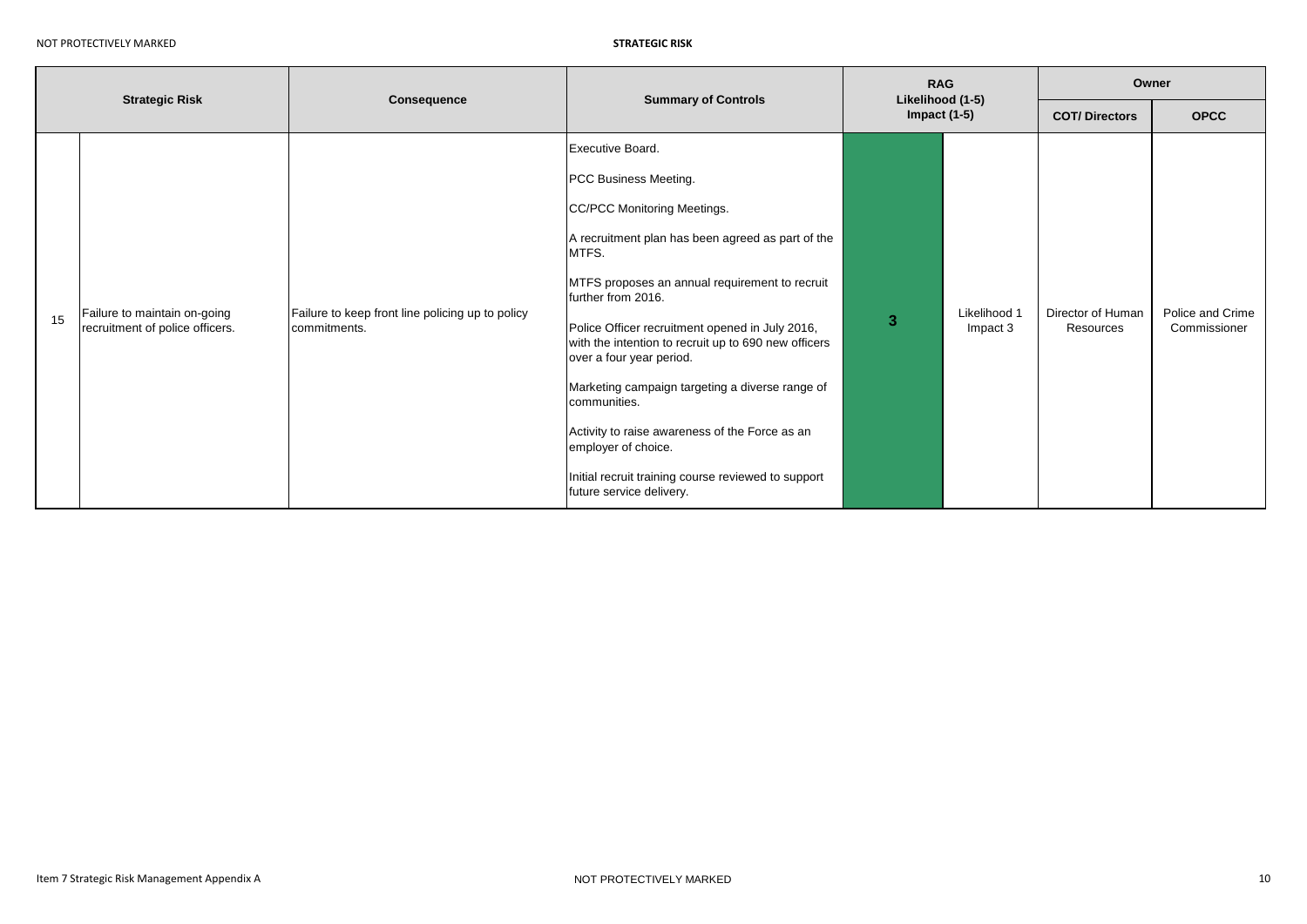**STRATEGIC RISK**

| | Strategic Risk | Consequence | Summary of Controls | RAG Likelihood (1-5) Impact (1-5) | | Owner | |
|---|---|---|---|---|---|---|---|
| | | | | | | COT/ Directors | OPCC |
| 15 | Failure to maintain on-going recruitment of police officers. | Failure to keep front line policing up to policy commitments. | Executive Board.<br><br>PCC Business Meeting.<br><br>CC/PCC Monitoring Meetings.<br><br>A recruitment plan has been agreed as part of the MTFS.<br><br>MTFS proposes an annual requirement to recruit further from 2016.<br><br>Police Officer recruitment opened in July 2016, with the intention to recruit up to 690 new officers over a four year period.<br><br>Marketing campaign targeting a diverse range of communities.<br><br>Activity to raise awareness of the Force as an employer of choice.<br><br>Initial recruit training course reviewed to support future service delivery. | 3 | Likelihood 1 Impact 3 | Director of Human Resources | Police and Crime Commissioner |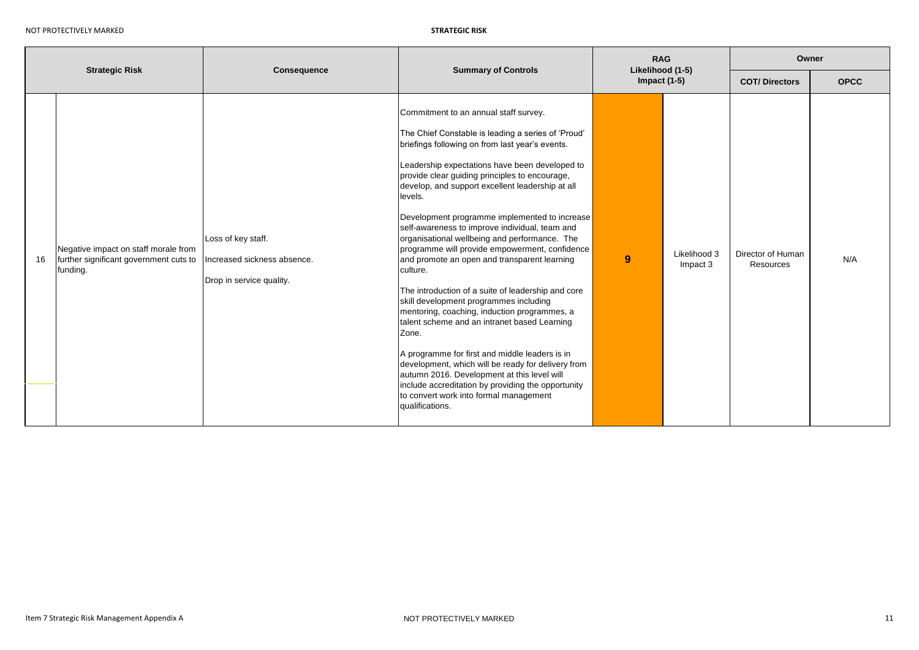| Strategic Risk | | Consequence | Summary of Controls | RAG Likelihood (1-5) Impact (1-5) | | Owner | |
|---|---|---|---|---|---|---|---|
| | | | | | | COT/ Directors | OPCC |
| 16 | Negative impact on staff morale from further significant government cuts to funding. | Loss of key staff.<br><br>Increased sickness absence.<br><br>Drop in service quality. | Commitment to an annual staff survey.<br><br>The Chief Constable is leading a series of 'Proud' briefings following on from last year's events.<br><br>Leadership expectations have been developed to provide clear guiding principles to encourage, develop, and support excellent leadership at all levels.<br><br>Development programme implemented to increase self-awareness to improve individual, team and organisational wellbeing and performance. The programme will provide empowerment, confidence and promote an open and transparent learning culture.<br><br>The introduction of a suite of leadership and core skill development programmes including mentoring, coaching, induction programmes, a talent scheme and an intranet based Learning Zone.<br><br>A programme for first and middle leaders is in development, which will be ready for delivery from autumn 2016. Development at this level will include accreditation by providing the opportunity to convert work into formal management qualifications. | 9 | Likelihood 3 Impact 3 | Director of Human Resources | N/A |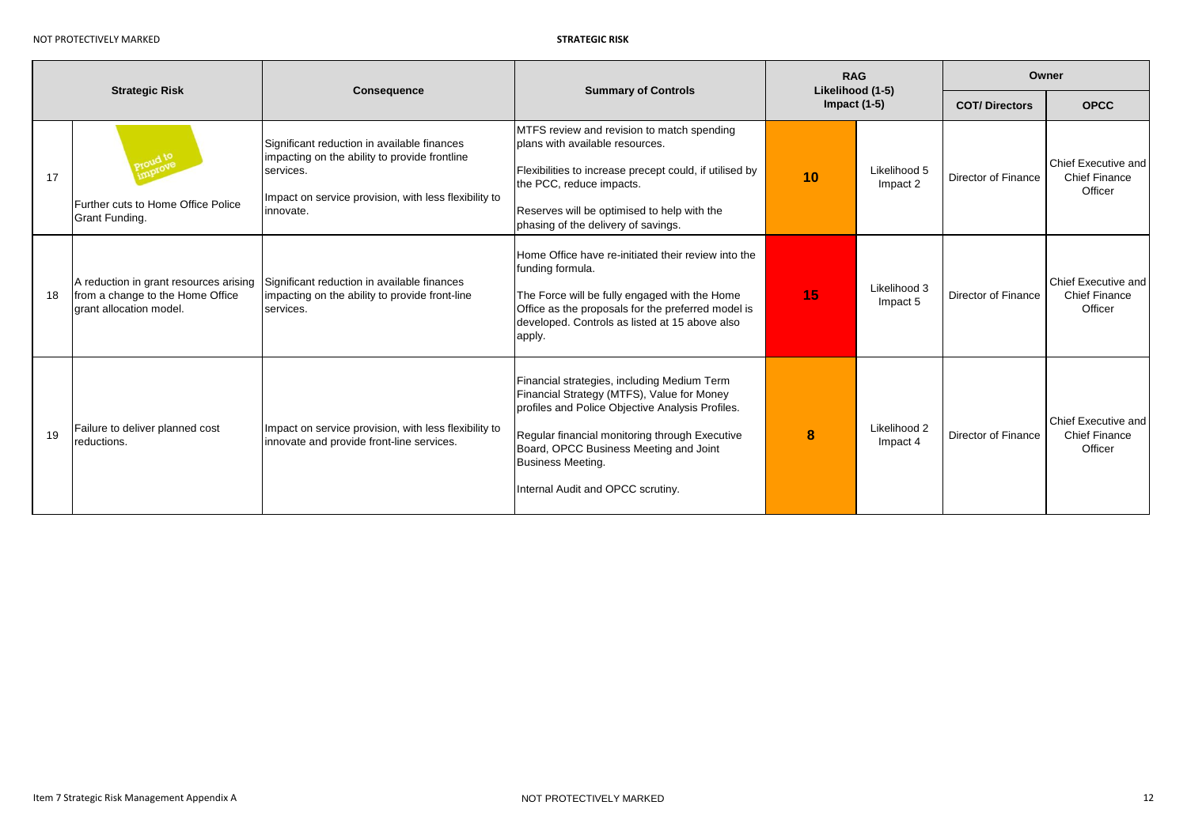**STRATEGIC RISK**

| | Strategic Risk | Consequence | Summary of Controls | RAG Likelihood (1-5) Impact (1-5) | | Owner | |
|---|---|---|---|---|---|---|---|
| | | | | | | COT/ Directors | OPCC |
| 17 | Proud to improve<br>Further cuts to Home Office Police Grant Funding. | Significant reduction in available finances impacting on the ability to provide frontline services.<br><br>Impact on service provision, with less flexibility to innovate. | MTFS review and revision to match spending plans with available resources.<br><br>Flexibilities to increase precept could, if utilised by the PCC, reduce impacts.<br><br>Reserves will be optimised to help with the phasing of the delivery of savings. | 10 | Likelihood 5 Impact 2 | Director of Finance | Chief Executive and Chief Finance Officer |
| 18 | A reduction in grant resources arising from a change to the Home Office grant allocation model. | Significant reduction in available finances impacting on the ability to provide front-line services. | Home Office have re-initiated their review into the funding formula.<br><br>The Force will be fully engaged with the Home Office as the proposals for the preferred model is developed. Controls as listed at 15 above also apply. | 15 | Likelihood 3 Impact 5 | Director of Finance | Chief Executive and Chief Finance Officer |
| 19 | Failure to deliver planned cost reductions. | Impact on service provision, with less flexibility to innovate and provide front-line services. | Financial strategies, including Medium Term Financial Strategy (MTFS), Value for Money profiles and Police Objective Analysis Profiles.<br><br>Regular financial monitoring through Executive Board, OPCC Business Meeting and Joint Business Meeting.<br><br>Internal Audit and OPCC scrutiny. | 8 | Likelihood 2 Impact 4 | Director of Finance | Chief Executive and Chief Finance Officer |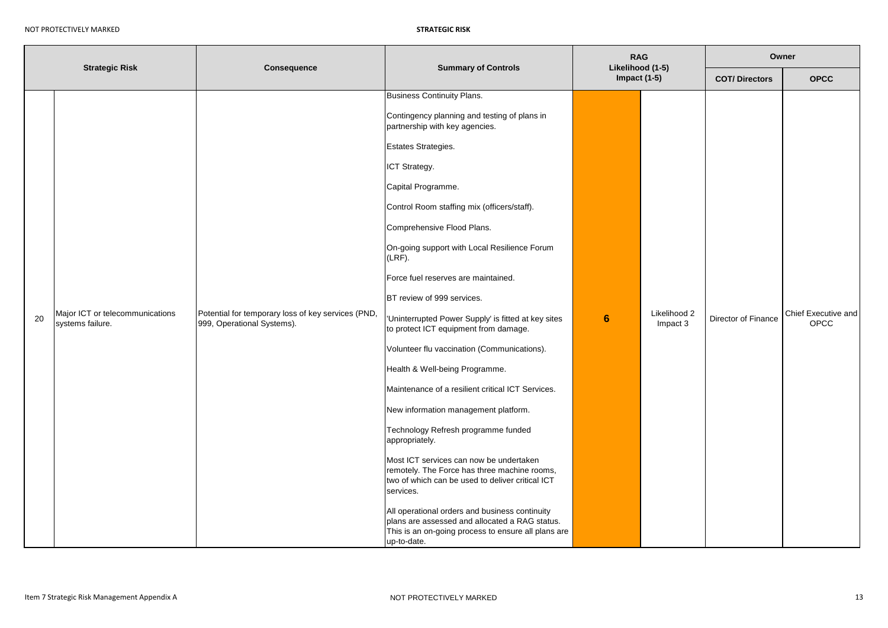| | Strategic Risk | Consequence | Summary of Controls | RAG Likelihood (1-5) Impact (1-5) | | Owner | |
|---|---|---|---|---|---|---|---|
| | | | | | | COT/ Directors | OPCC |
| 20 | Major ICT or telecommunications systems failure. | Potential for temporary loss of key services (PND, 999, Operational Systems). | Business Continuity Plans.<br><br>Contingency planning and testing of plans in partnership with key agencies.<br><br>Estates Strategies.<br><br>ICT Strategy.<br><br>Capital Programme.<br><br>Control Room staffing mix (officers/staff).<br><br>Comprehensive Flood Plans.<br><br>On-going support with Local Resilience Forum (LRF).<br><br>Force fuel reserves are maintained.<br><br>BT review of 999 services.<br><br>'Uninterrupted Power Supply' is fitted at key sites to protect ICT equipment from damage.<br><br>Volunteer flu vaccination (Communications).<br><br>Health & Well-being Programme.<br><br>Maintenance of a resilient critical ICT Services.<br><br>New information management platform.<br><br>Technology Refresh programme funded appropriately.<br><br>Most ICT services can now be undertaken remotely. The Force has three machine rooms, two of which can be used to deliver critical ICT services.<br><br>All operational orders and business continuity plans are assessed and allocated a RAG status. This is an on-going process to ensure all plans are up-to-date. | 6 | Likelihood 2 Impact 3 | Director of Finance | Chief Executive and OPCC |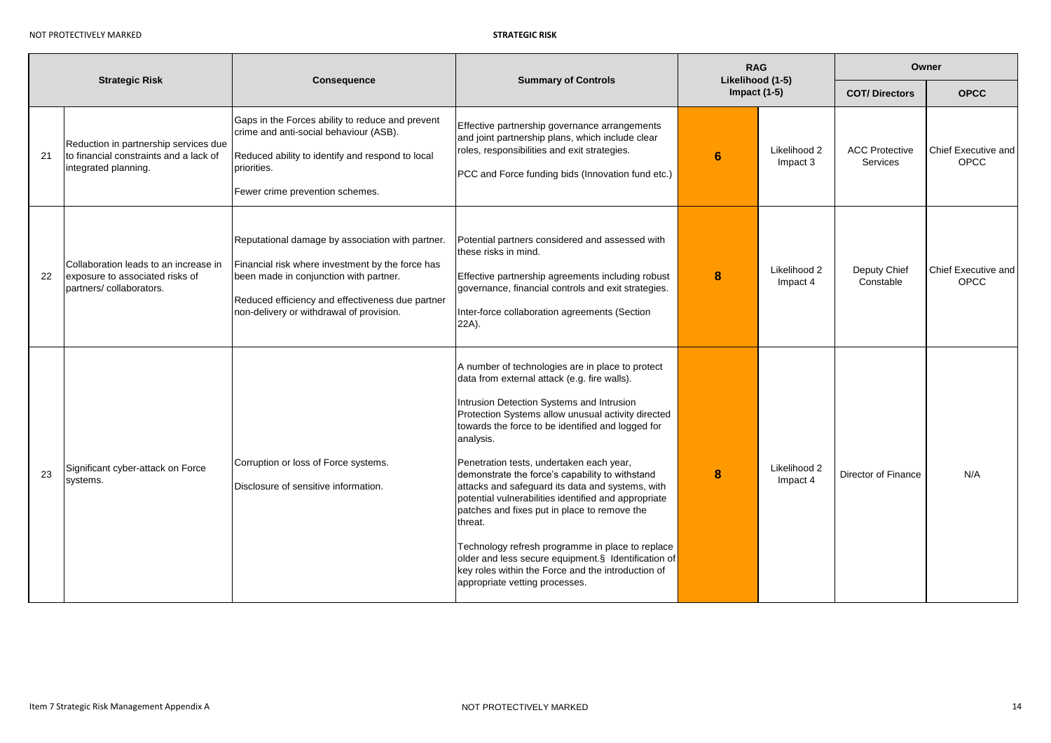| | Strategic Risk | Consequence | Summary of Controls | RAG Likelihood (1-5) Impact (1-5) | | Owner | |
|---|---|---|---|---|---|---|---|
| | | | | | | COT/ Directors | OPCC |
| 21 | Reduction in partnership services due to financial constraints and a lack of integrated planning. | Gaps in the Forces ability to reduce and prevent crime and anti-social behaviour (ASB).<br><br>Reduced ability to identify and respond to local priorities.<br><br>Fewer crime prevention schemes. | Effective partnership governance arrangements and joint partnership plans, which include clear roles, responsibilities and exit strategies.<br><br>PCC and Force funding bids (Innovation fund etc.) | 6 | Likelihood 2 Impact 3 | ACC Protective Services | Chief Executive and OPCC |
| 22 | Collaboration leads to an increase in exposure to associated risks of partners/ collaborators. | Reputational damage by association with partner.<br><br>Financial risk where investment by the force has been made in conjunction with partner.<br><br>Reduced efficiency and effectiveness due partner non-delivery or withdrawal of provision. | Potential partners considered and assessed with these risks in mind.<br><br>Effective partnership agreements including robust governance, financial controls and exit strategies.<br><br>Inter-force collaboration agreements (Section 22A). | 8 | Likelihood 2 Impact 4 | Deputy Chief Constable | Chief Executive and OPCC |
| 23 | Significant cyber-attack on Force systems. | Corruption or loss of Force systems.<br><br>Disclosure of sensitive information. | A number of technologies are in place to protect data from external attack (e.g. fire walls).<br><br>Intrusion Detection Systems and Intrusion Protection Systems allow unusual activity directed towards the force to be identified and logged for analysis.<br><br>Penetration tests, undertaken each year, demonstrate the force's capability to withstand attacks and safeguard its data and systems, with potential vulnerabilities identified and appropriate patches and fixes put in place to remove the threat.<br><br>Technology refresh programme in place to replace older and less secure equipment.§ Identification of key roles within the Force and the introduction of appropriate vetting processes. | 8 | Likelihood 2 Impact 4 | Director of Finance | N/A |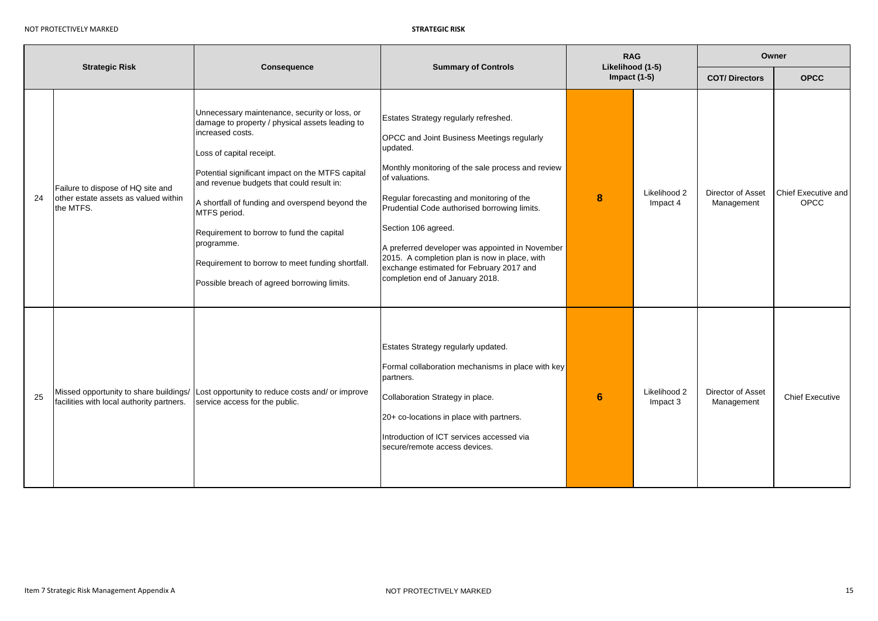| | Strategic Risk | Consequence | Summary of Controls | RAG Likelihood (1-5) Impact (1-5) | | Owner | |
|---|---|---|---|---|---|---|---|
| | | | | | | COT/ Directors | OPCC |
| 24 | Failure to dispose of HQ site and other estate assets as valued within the MTFS. | Unnecessary maintenance, security or loss, or damage to property / physical assets leading to increased costs.<br><br>Loss of capital receipt.<br><br>Potential significant impact on the MTFS capital and revenue budgets that could result in:<br><br>A shortfall of funding and overspend beyond the MTFS period.<br><br>Requirement to borrow to fund the capital programme.<br><br>Requirement to borrow to meet funding shortfall.<br><br>Possible breach of agreed borrowing limits. | Estates Strategy regularly refreshed.<br><br>OPCC and Joint Business Meetings regularly updated.<br><br>Monthly monitoring of the sale process and review of valuations.<br><br>Regular forecasting and monitoring of the Prudential Code authorised borrowing limits.<br><br>Section 106 agreed.<br><br>A preferred developer was appointed in November 2015. A completion plan is now in place, with exchange estimated for February 2017 and completion end of January 2018. | **8** | Likelihood 2 Impact 4 | Director of Asset Management | Chief Executive and OPCC |
| 25 | Missed opportunity to share buildings/ facilities with local authority partners. | Lost opportunity to reduce costs and/ or improve service access for the public. | Estates Strategy regularly updated.<br><br>Formal collaboration mechanisms in place with key partners.<br><br>Collaboration Strategy in place.<br><br>20+ co-locations in place with partners.<br><br>Introduction of ICT services accessed via secure/remote access devices. | **6** | Likelihood 2 Impact 3 | Director of Asset Management | Chief Executive |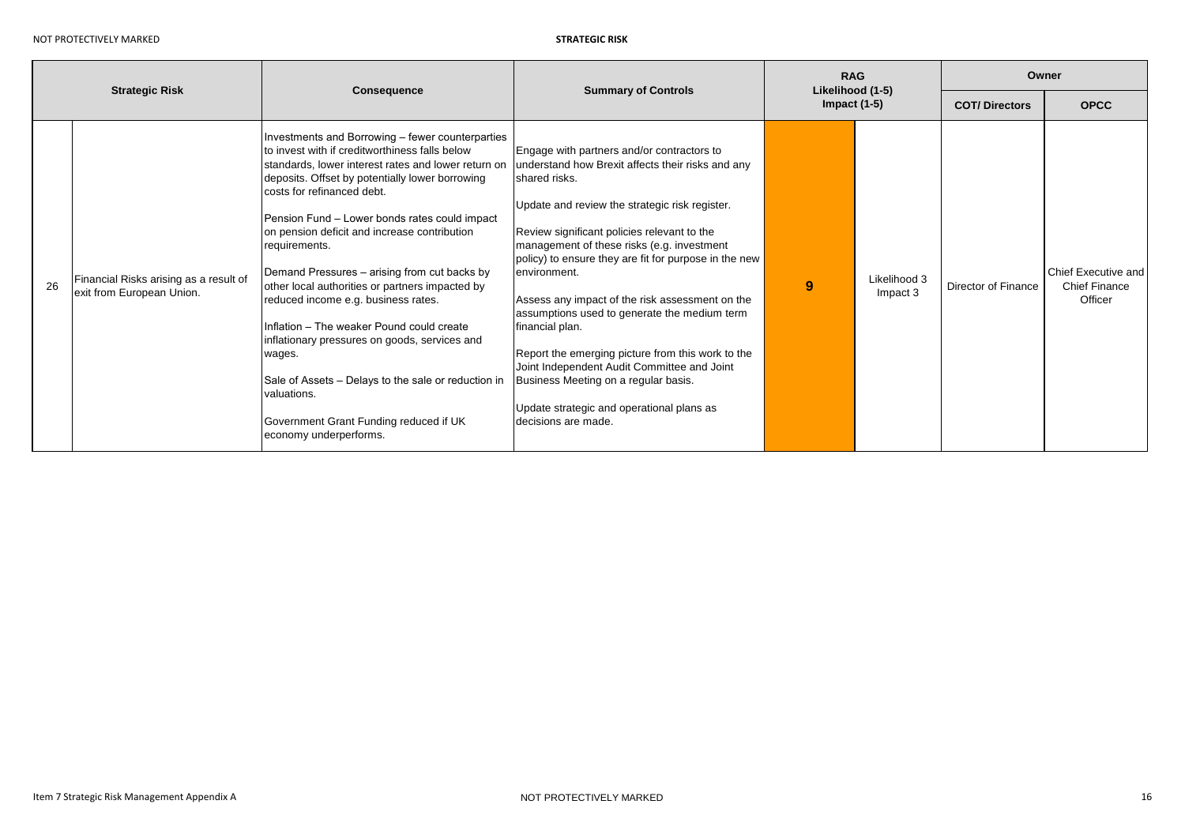| Strategic Risk | | Consequence | Summary of Controls | RAG Likelihood (1-5) Impact (1-5) | | Owner | |
|---|---|---|---|---|---|---|---|
| | | | | | | COT/ Directors | OPCC |
| 26 | Financial Risks arising as a result of exit from European Union. | Investments and Borrowing – fewer counterparties to invest with if creditworthiness falls below standards, lower interest rates and lower return on deposits. Offset by potentially lower borrowing costs for refinanced debt.<br><br>Pension Fund – Lower bonds rates could impact on pension deficit and increase contribution requirements.<br><br>Demand Pressures – arising from cut backs by other local authorities or partners impacted by reduced income e.g. business rates.<br><br>Inflation – The weaker Pound could create inflationary pressures on goods, services and wages.<br><br>Sale of Assets – Delays to the sale or reduction in valuations.<br><br>Government Grant Funding reduced if UK economy underperforms. | Engage with partners and/or contractors to understand how Brexit affects their risks and any shared risks.<br><br>Update and review the strategic risk register.<br><br>Review significant policies relevant to the management of these risks (e.g. investment policy) to ensure they are fit for purpose in the new environment.<br><br>Assess any impact of the risk assessment on the assumptions used to generate the medium term financial plan.<br><br>Report the emerging picture from this work to the Joint Independent Audit Committee and Joint Business Meeting on a regular basis.<br><br>Update strategic and operational plans as decisions are made. | 9 | Likelihood 3 Impact 3 | Director of Finance | Chief Executive and Chief Finance Officer |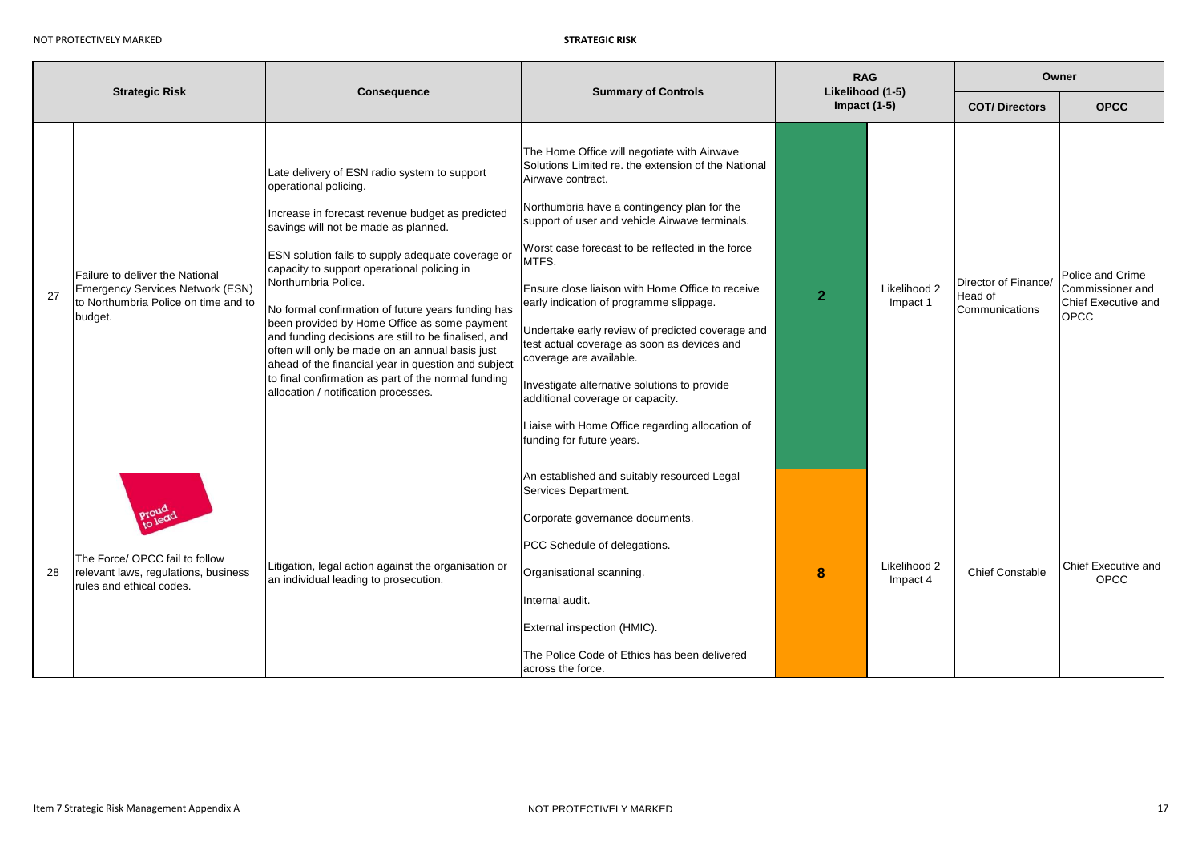**STRATEGIC RISK**

| | Strategic Risk | Consequence | Summary of Controls | RAG Likelihood (1-5) Impact (1-5) | | Owner | |
|---|---|---|---|---|---|---|---|
| | | | | | | COT/ Directors | OPCC |
| 27 | Failure to deliver the National Emergency Services Network (ESN) to Northumbria Police on time and to budget. | Late delivery of ESN radio system to support operational policing.<br><br>Increase in forecast revenue budget as predicted savings will not be made as planned.<br><br>ESN solution fails to supply adequate coverage or capacity to support operational policing in Northumbria Police.<br><br>No formal confirmation of future years funding has been provided by Home Office as some payment and funding decisions are still to be finalised, and often will only be made on an annual basis just ahead of the financial year in question and subject to final confirmation as part of the normal funding allocation / notification processes. | The Home Office will negotiate with Airwave Solutions Limited re. the extension of the National Airwave contract.<br><br>Northumbria have a contingency plan for the support of user and vehicle Airwave terminals.<br><br>Worst case forecast to be reflected in the force MTFS.<br><br>Ensure close liaison with Home Office to receive early indication of programme slippage.<br><br>Undertake early review of predicted coverage and test actual coverage as soon as devices and coverage are available.<br><br>Investigate alternative solutions to provide additional coverage or capacity.<br><br>Liaise with Home Office regarding allocation of funding for future years. | 2 | Likelihood 2 Impact 1 | Director of Finance/ Head of Communications | Police and Crime Commissioner and Chief Executive and OPCC |
| 28 | The Force/ OPCC fail to follow relevant laws, regulations, business rules and ethical codes. | Litigation, legal action against the organisation or an individual leading to prosecution. | An established and suitably resourced Legal Services Department.<br><br>Corporate governance documents.<br><br>PCC Schedule of delegations.<br><br>Organisational scanning.<br><br>Internal audit.<br><br>External inspection (HMIC).<br><br>The Police Code of Ethics has been delivered across the force. | 8 | Likelihood 2 Impact 4 | Chief Constable | Chief Executive and OPCC |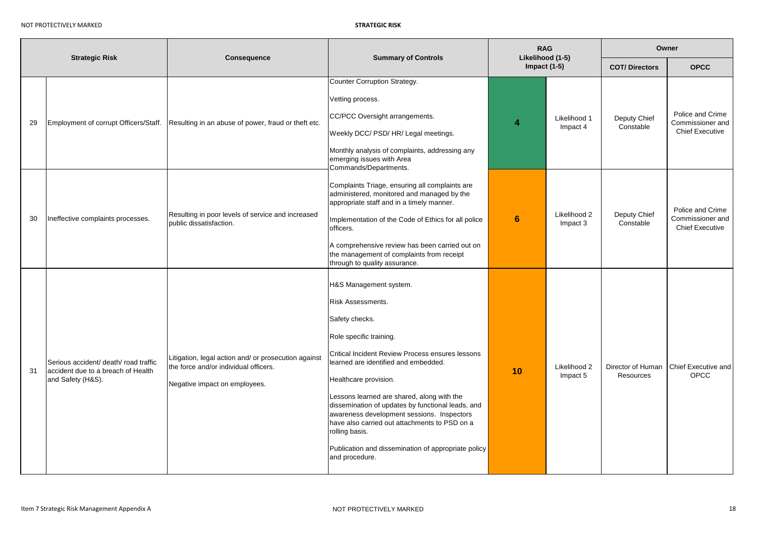| Strategic Risk | | Consequence | Summary of Controls | RAG Likelihood (1-5) Impact (1-5) | | Owner | |
|---|---|---|---|---|---|---|---|
| | | | | | | COT/ Directors | OPCC |
| 29 | Employment of corrupt Officers/Staff. | Resulting in an abuse of power, fraud or theft etc. | Counter Corruption Strategy.<br><br>Vetting process.<br><br>CC/PCC Oversight arrangements.<br><br>Weekly DCC/ PSD/ HR/ Legal meetings.<br><br>Monthly analysis of complaints, addressing any emerging issues with Area Commands/Departments. | 4 | Likelihood 1 Impact 4 | Deputy Chief Constable | Police and Crime Commissioner and Chief Executive |
| 30 | Ineffective complaints processes. | Resulting in poor levels of service and increased public dissatisfaction. | Complaints Triage, ensuring all complaints are administered, monitored and managed by the appropriate staff and in a timely manner.<br><br>Implementation of the Code of Ethics for all police officers.<br><br>A comprehensive review has been carried out on the management of complaints from receipt through to quality assurance. | 6 | Likelihood 2 Impact 3 | Deputy Chief Constable | Police and Crime Commissioner and Chief Executive |
| 31 | Serious accident/ death/ road traffic accident due to a breach of Health and Safety (H&S). | Litigation, legal action and/ or prosecution against the force and/or individual officers.<br><br>Negative impact on employees. | H&S Management system.<br><br>Risk Assessments.<br><br>Safety checks.<br><br>Role specific training.<br><br>Critical Incident Review Process ensures lessons learned are identified and embedded.<br><br>Healthcare provision.<br><br>Lessons learned are shared, along with the dissemination of updates by functional leads, and awareness development sessions. Inspectors have also carried out attachments to PSD on a rolling basis.<br><br>Publication and dissemination of appropriate policy and procedure. | 10 | Likelihood 2 Impact 5 | Director of Human Resources | Chief Executive and OPCC |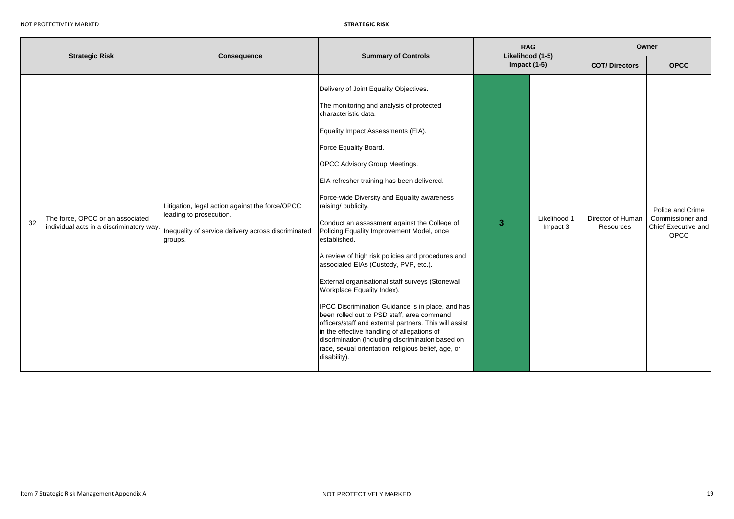| | Strategic Risk | Consequence | Summary of Controls | RAG Likelihood (1-5) Impact (1-5) | | Owner | |
|---|---|---|---|---|---|---|---|
| | | | | | | COT/ Directors | OPCC |
| 32 | The force, OPCC or an associated individual acts in a discriminatory way. | Litigation, legal action against the force/OPCC leading to prosecution.<br><br>Inequality of service delivery across discriminated groups. | Delivery of Joint Equality Objectives.<br><br>The monitoring and analysis of protected characteristic data.<br><br>Equality Impact Assessments (EIA).<br><br>Force Equality Board.<br><br>OPCC Advisory Group Meetings.<br><br>EIA refresher training has been delivered.<br><br>Force-wide Diversity and Equality awareness raising/ publicity.<br><br>Conduct an assessment against the College of Policing Equality Improvement Model, once established.<br><br>A review of high risk policies and procedures and associated EIAs (Custody, PVP, etc.).<br><br>External organisational staff surveys (Stonewall Workplace Equality Index).<br><br>IPCC Discrimination Guidance is in place, and has been rolled out to PSD staff, area command officers/staff and external partners. This will assist in the effective handling of allegations of discrimination (including discrimination based on race, sexual orientation, religious belief, age, or disability). | **3** | Likelihood 1 Impact 3 | Director of Human Resources | Police and Crime Commissioner and Chief Executive and OPCC |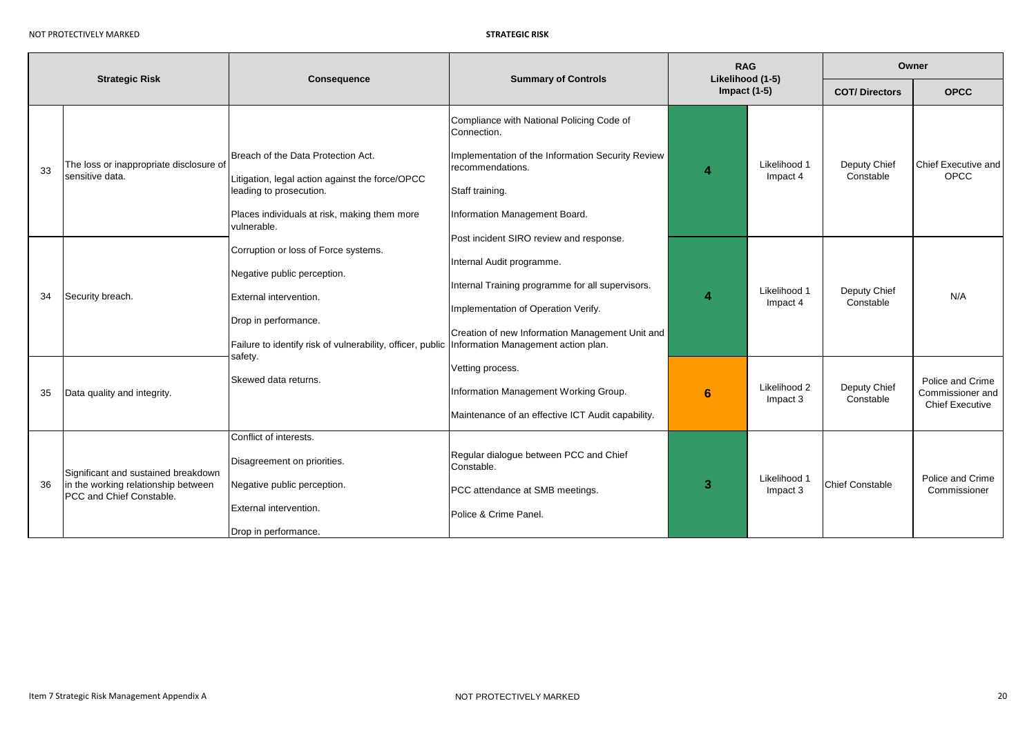| | Strategic Risk | Consequence | Summary of Controls | RAG Likelihood (1-5) Impact (1-5) | | Owner | |
|---|---|---|---|---|---|---|---|
| | | | | | | COT/ Directors | OPCC |
| 33 | The loss or inappropriate disclosure of sensitive data. | Breach of the Data Protection Act.<br><br>Litigation, legal action against the force/OPCC leading to prosecution.<br><br>Places individuals at risk, making them more vulnerable.<br><br>Corruption or loss of Force systems.<br><br>Negative public perception.<br><br>External intervention.<br><br>Drop in performance.<br><br>Failure to identify risk of vulnerability, officer, public safety.<br><br>Skewed data returns. | Compliance with National Policing Code of Connection.<br><br>Implementation of the Information Security Review recommendations.<br><br>Staff training.<br><br>Information Management Board.<br><br>Post incident SIRO review and response.<br><br>Internal Audit programme.<br><br>Internal Training programme for all supervisors.<br><br>Implementation of Operation Verify.<br><br>Creation of new Information Management Unit and Information Management action plan.<br><br>Vetting process.<br><br>Information Management Working Group.<br><br>Maintenance of an effective ICT Audit capability. | 4 | Likelihood 1 Impact 4 | Deputy Chief Constable | Chief Executive and OPCC |
| 34 | Security breach. | | | 4 | Likelihood 1 Impact 4 | Deputy Chief Constable | N/A |
| 35 | Data quality and integrity. | | | 6 | Likelihood 2 Impact 3 | Deputy Chief Constable | Police and Crime Commissioner and Chief Executive |
| 36 | Significant and sustained breakdown in the working relationship between PCC and Chief Constable. | Conflict of interests.<br><br>Disagreement on priorities.<br><br>Negative public perception.<br><br>External intervention.<br><br>Drop in performance. | Regular dialogue between PCC and Chief Constable.<br><br>PCC attendance at SMB meetings.<br><br>Police & Crime Panel. | 3 | Likelihood 1 Impact 3 | Chief Constable | Police and Crime Commissioner |